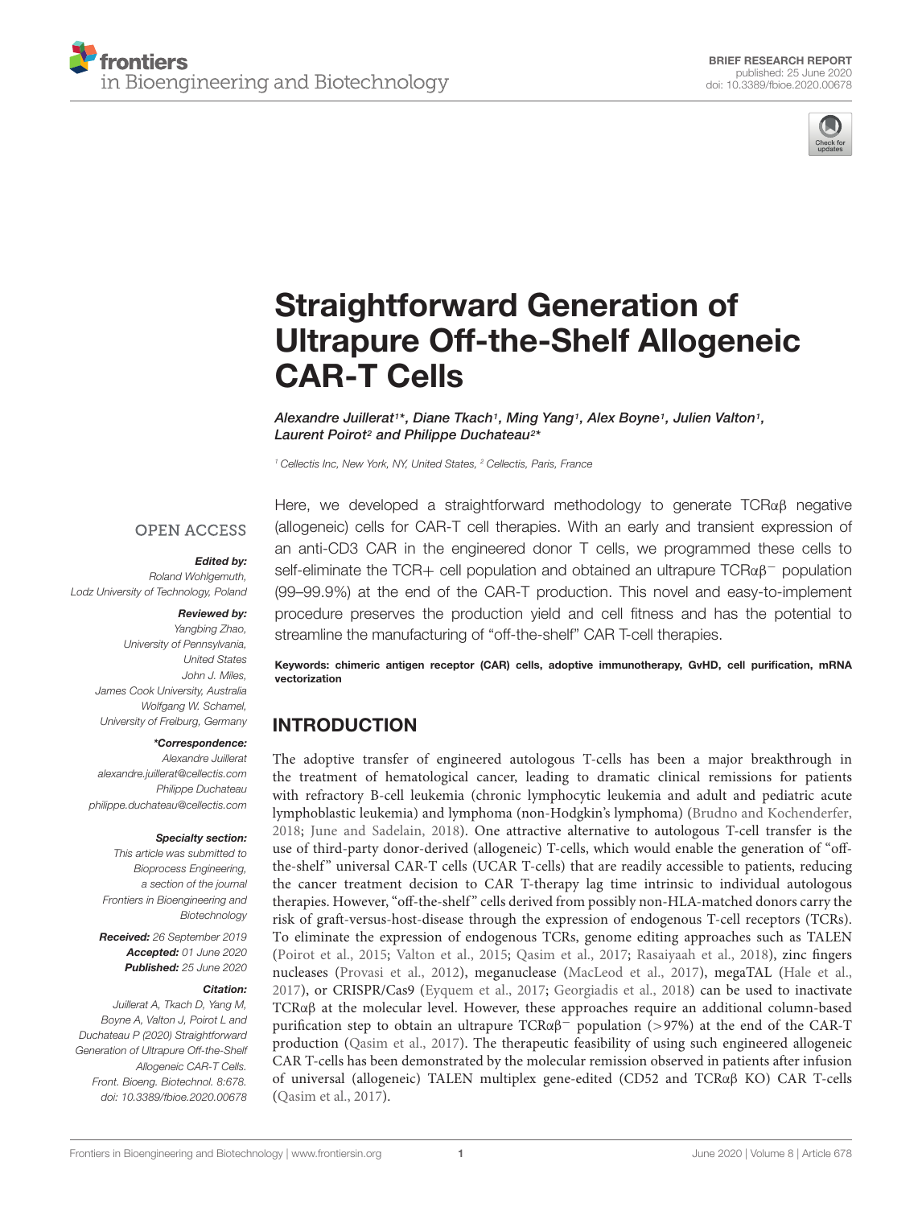BRIEF RESEARCH REPORT
published: 25 June 2020
doi: 10.3389/fbioe.2020.00678

# Straightforward Generation of Ultrapure Off-the-Shelf Allogeneic CAR-T Cells

*Alexandre Juillerat[1]\*, Diane Tkach[1], Ming Yang[1], Alex Boyne[1], Julien Valton[1], Laurent Poirot[2] and Philippe Duchateau[2]\**

[1] Cellectis Inc, New York, NY, United States, [2] Cellectis, Paris, France

OPEN ACCESS

***Edited by:***
*Roland Wohlgemuth, Lodz University of Technology, Poland*

***Reviewed by:***
*Yangbing Zhao, University of Pennsylvania, United States*
*John J. Miles, James Cook University, Australia*
*Wolfgang W. Schamel, University of Freiburg, Germany*

***\*Correspondence:***
*Alexandre Juillerat*
*alexandre.juillerat@cellectis.com*
*Philippe Duchateau*
*philippe.duchateau@cellectis.com*

***Specialty section:***
*This article was submitted to Bioprocess Engineering, a section of the journal Frontiers in Bioengineering and Biotechnology*

***Received:*** *26 September 2019*
***Accepted:*** *01 June 2020*
***Published:*** *25 June 2020*

***Citation:***
*Juillerat A, Tkach D, Yang M, Boyne A, Valton J, Poirot L and Duchateau P (2020) Straightforward Generation of Ultrapure Off-the-Shelf Allogeneic CAR-T Cells. Front. Bioeng. Biotechnol. 8:678. doi: 10.3389/fbioe.2020.00678*

Here, we developed a straightforward methodology to generate TCRαβ negative (allogeneic) cells for CAR-T cell therapies. With an early and transient expression of an anti-CD3 CAR in the engineered donor T cells, we programmed these cells to self-eliminate the TCR+ cell population and obtained an ultrapure TCRαβ$^-$ population (99–99.9%) at the end of the CAR-T production. This novel and easy-to-implement procedure preserves the production yield and cell fitness and has the potential to streamline the manufacturing of "off-the-shelf" CAR T-cell therapies.

**Keywords: chimeric antigen receptor (CAR) cells, adoptive immunotherapy, GvHD, cell purification, mRNA vectorization**

## INTRODUCTION

The adoptive transfer of engineered autologous T-cells has been a major breakthrough in the treatment of hematological cancer, leading to dramatic clinical remissions for patients with refractory B-cell leukemia (chronic lymphocytic leukemia and adult and pediatric acute lymphoblastic leukemia) and lymphoma (non-Hodgkin's lymphoma) (Brudno and Kochenderfer, 2018; June and Sadelain, 2018). One attractive alternative to autologous T-cell transfer is the use of third-party donor-derived (allogeneic) T-cells, which would enable the generation of "off-the-shelf" universal CAR-T cells (UCAR T-cells) that are readily accessible to patients, reducing the cancer treatment decision to CAR T-therapy lag time intrinsic to individual autologous therapies. However, "off-the-shelf" cells derived from possibly non-HLA-matched donors carry the risk of graft-versus-host-disease through the expression of endogenous T-cell receptors (TCRs). To eliminate the expression of endogenous TCRs, genome editing approaches such as TALEN (Poirot et al., 2015; Valton et al., 2015; Qasim et al., 2017; Rasaiyaah et al., 2018), zinc fingers nucleases (Provasi et al., 2012), meganuclease (MacLeod et al., 2017), megaTAL (Hale et al., 2017), or CRISPR/Cas9 (Eyquem et al., 2017; Georgiadis et al., 2018) can be used to inactivate TCRαβ at the molecular level. However, these approaches require an additional column-based purification step to obtain an ultrapure TCRαβ$^-$ population (>97%) at the end of the CAR-T production (Qasim et al., 2017). The therapeutic feasibility of using such engineered allogeneic CAR T-cells has been demonstrated by the molecular remission observed in patients after infusion of universal (allogeneic) TALEN multiplex gene-edited (CD52 and TCRαβ KO) CAR T-cells (Qasim et al., 2017).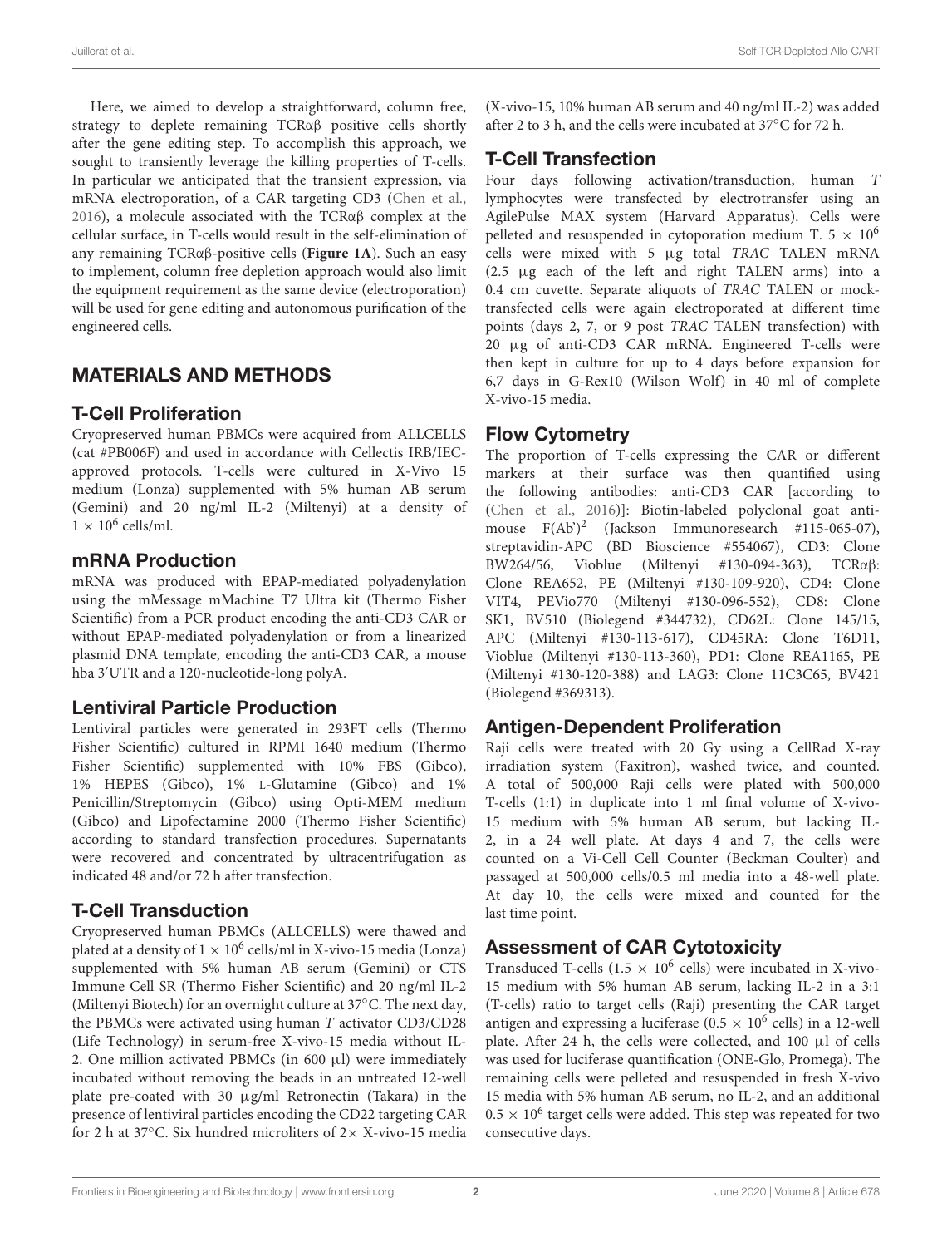Here, we aimed to develop a straightforward, column free, strategy to deplete remaining TCRαβ positive cells shortly after the gene editing step. To accomplish this approach, we sought to transiently leverage the killing properties of T-cells. In particular we anticipated that the transient expression, via mRNA electroporation, of a CAR targeting CD3 (Chen et al., 2016), a molecule associated with the TCRαβ complex at the cellular surface, in T-cells would result in the self-elimination of any remaining TCRαβ-positive cells (**Figure 1A**). Such an easy to implement, column free depletion approach would also limit the equipment requirement as the same device (electroporation) will be used for gene editing and autonomous purification of the engineered cells.

## MATERIALS AND METHODS

### T-Cell Proliferation

Cryopreserved human PBMCs were acquired from ALLCELLS (cat #PB006F) and used in accordance with Cellectis IRB/IEC-approved protocols. T-cells were cultured in X-Vivo 15 medium (Lonza) supplemented with 5% human AB serum (Gemini) and 20 ng/ml IL-2 (Miltenyi) at a density of $1 \times 10^6$ cells/ml.

### mRNA Production

mRNA was produced with EPAP-mediated polyadenylation using the mMessage mMachine T7 Ultra kit (Thermo Fisher Scientific) from a PCR product encoding the anti-CD3 CAR or without EPAP-mediated polyadenylation or from a linearized plasmid DNA template, encoding the anti-CD3 CAR, a mouse hba 3′UTR and a 120-nucleotide-long polyA.

### Lentiviral Particle Production

Lentiviral particles were generated in 293FT cells (Thermo Fisher Scientific) cultured in RPMI 1640 medium (Thermo Fisher Scientific) supplemented with 10% FBS (Gibco), 1% HEPES (Gibco), 1% L-Glutamine (Gibco) and 1% Penicillin/Streptomycin (Gibco) using Opti-MEM medium (Gibco) and Lipofectamine 2000 (Thermo Fisher Scientific) according to standard transfection procedures. Supernatants were recovered and concentrated by ultracentrifugation as indicated 48 and/or 72 h after transfection.

### T-Cell Transduction

Cryopreserved human PBMCs (ALLCELLS) were thawed and plated at a density of $1 \times 10^6$ cells/ml in X-vivo-15 media (Lonza) supplemented with 5% human AB serum (Gemini) or CTS Immune Cell SR (Thermo Fisher Scientific) and 20 ng/ml IL-2 (Miltenyi Biotech) for an overnight culture at 37°C. The next day, the PBMCs were activated using human *T* activator CD3/CD28 (Life Technology) in serum-free X-vivo-15 media without IL-2. One million activated PBMCs (in 600 μl) were immediately incubated without removing the beads in an untreated 12-well plate pre-coated with 30 μg/ml Retronectin (Takara) in the presence of lentiviral particles encoding the CD22 targeting CAR for 2 h at 37°C. Six hundred microliters of 2× X-vivo-15 media (X-vivo-15, 10% human AB serum and 40 ng/ml IL-2) was added after 2 to 3 h, and the cells were incubated at 37°C for 72 h.

### T-Cell Transfection

Four days following activation/transduction, human *T* lymphocytes were transfected by electrotransfer using an AgilePulse MAX system (Harvard Apparatus). Cells were pelleted and resuspended in cytoporation medium T. $5 \times 10^6$ cells were mixed with 5 μg total *TRAC* TALEN mRNA (2.5 μg each of the left and right TALEN arms) into a 0.4 cm cuvette. Separate aliquots of *TRAC* TALEN or mock-transfected cells were again electroporated at different time points (days 2, 7, or 9 post *TRAC* TALEN transfection) with 20 μg of anti-CD3 CAR mRNA. Engineered T-cells were then kept in culture for up to 4 days before expansion for 6,7 days in G-Rex10 (Wilson Wolf) in 40 ml of complete X-vivo-15 media.

### Flow Cytometry

The proportion of T-cells expressing the CAR or different markers at their surface was then quantified using the following antibodies: anti-CD3 CAR [according to (Chen et al., 2016)]: Biotin-labeled polyclonal goat anti-mouse $F(Ab')^2$ (Jackson Immunoresearch #115-065-07), streptavidin-APC (BD Bioscience #554067), CD3: Clone BW264/56, Vioblue (Miltenyi #130-094-363), TCRαβ: Clone REA652, PE (Miltenyi #130-109-920), CD4: Clone VIT4, PEVio770 (Miltenyi #130-096-552), CD8: Clone SK1, BV510 (Biolegend #344732), CD62L: Clone 145/15, APC (Miltenyi #130-113-617), CD45RA: Clone T6D11, Vioblue (Miltenyi #130-113-360), PD1: Clone REA1165, PE (Miltenyi #130-120-388) and LAG3: Clone 11C3C65, BV421 (Biolegend #369313).

### Antigen-Dependent Proliferation

Raji cells were treated with 20 Gy using a CellRad X-ray irradiation system (Faxitron), washed twice, and counted. A total of 500,000 Raji cells were plated with 500,000 T-cells (1:1) in duplicate into 1 ml final volume of X-vivo-15 medium with 5% human AB serum, but lacking IL-2, in a 24 well plate. At days 4 and 7, the cells were counted on a Vi-Cell Cell Counter (Beckman Coulter) and passaged at 500,000 cells/0.5 ml media into a 48-well plate. At day 10, the cells were mixed and counted for the last time point.

### Assessment of CAR Cytotoxicity

Transduced T-cells ($1.5 \times 10^6$ cells) were incubated in X-vivo-15 medium with 5% human AB serum, lacking IL-2 in a 3:1 (T-cells) ratio to target cells (Raji) presenting the CAR target antigen and expressing a luciferase ($0.5 \times 10^6$ cells) in a 12-well plate. After 24 h, the cells were collected, and 100 μl of cells was used for luciferase quantification (ONE-Glo, Promega). The remaining cells were pelleted and resuspended in fresh X-vivo 15 media with 5% human AB serum, no IL-2, and an additional $0.5 \times 10^6$ target cells were added. This step was repeated for two consecutive days.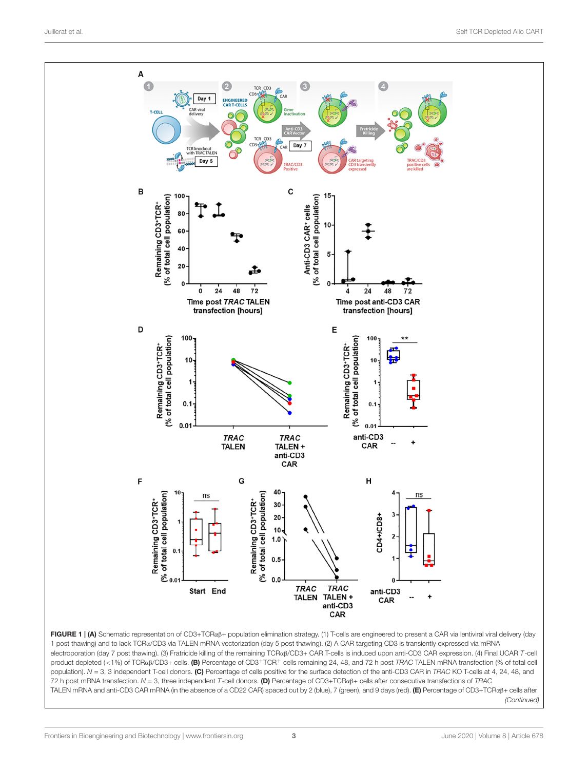**FIGURE 1 | (A)** Schematic representation of CD3+TCRαβ+ population elimination strategy. (1) T-cells are engineered to present a CAR via lentiviral viral delivery (day 1 post thawing) and to lack TCRα/CD3 via TALEN mRNA vectorization (day 5 post thawing). (2) A CAR targeting CD3 is transiently expressed via mRNA electroporation (day 7 post thawing). (3) Fratricide killing of the remaining TCRαβ/CD3+ CAR T-cells is induced upon anti-CD3 CAR expression. (4) Final UCAR *T*-cell product depleted (<1%) of TCRαβ/CD3+ cells. **(B)** Percentage of CD3$^+$TCR$^+$ cells remaining 24, 48, and 72 h post *TRAC* TALEN mRNA transfection (% of total cell population). *N* = 3, 3 independent T-cell donors. **(C)** Percentage of cells positive for the surface detection of the anti-CD3 CAR in *TRAC* KO T-cells at 4, 24, 48, and 72 h post mRNA transfection. *N* = 3, three independent *T*-cell donors. **(D)** Percentage of CD3+TCRαβ+ cells after consecutive transfections of *TRAC* TALEN mRNA and anti-CD3 CAR mRNA (in the absence of a CD22 CAR) spaced out by 2 (blue), 7 (green), and 9 days (red). **(E)** Percentage of CD3+TCRαβ+ cells after *(Continued)*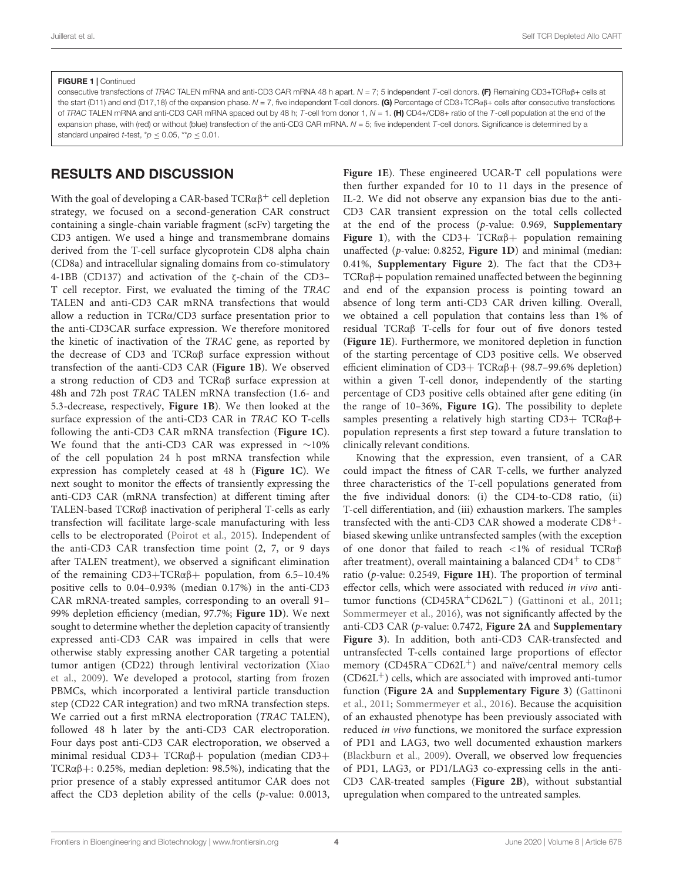**FIGURE 1** | Continued

consecutive transfections of *TRAC* TALEN mRNA and anti-CD3 CAR mRNA 48 h apart. $N = 7$; 5 independent *T*-cell donors. **(F)** Remaining CD3+TCRαβ+ cells at the start (D11) and end (D17,18) of the expansion phase. $N = 7$, five independent T-cell donors. **(G)** Percentage of CD3+TCRαβ+ cells after consecutive transfections of *TRAC* TALEN mRNA and anti-CD3 CAR mRNA spaced out by 48 h; *T*-cell from donor 1, $N = 1$. **(H)** CD4+/CD8+ ratio of the *T*-cell population at the end of the expansion phase, with (red) or without (blue) transfection of the anti-CD3 CAR mRNA. $N = 5$; five independent *T*-cell donors. Significance is determined by a standard unpaired *t*-test, $^{*}p \leq 0.05$, $^{**}p \leq 0.01$.

## RESULTS AND DISCUSSION

With the goal of developing a CAR-based TCRαβ$^{+}$ cell depletion strategy, we focused on a second-generation CAR construct containing a single-chain variable fragment (scFv) targeting the CD3 antigen. We used a hinge and transmembrane domains derived from the T-cell surface glycoprotein CD8 alpha chain (CD8a) and intracellular signaling domains from co-stimulatory 4-1BB (CD137) and activation of the ζ-chain of the CD3–T cell receptor. First, we evaluated the timing of the *TRAC* TALEN and anti-CD3 CAR mRNA transfections that would allow a reduction in TCRα/CD3 surface presentation prior to the anti-CD3CAR surface expression. We therefore monitored the kinetic of inactivation of the *TRAC* gene, as reported by the decrease of CD3 and TCRαβ surface expression without transfection of the aanti-CD3 CAR (**Figure 1B**). We observed a strong reduction of CD3 and TCRαβ surface expression at 48h and 72h post *TRAC* TALEN mRNA transfection (1.6- and 5.3-decrease, respectively, **Figure 1B**). We then looked at the surface expression of the anti-CD3 CAR in *TRAC* KO T-cells following the anti-CD3 CAR mRNA transfection (**Figure 1C**). We found that the anti-CD3 CAR was expressed in ∼10% of the cell population 24 h post mRNA transfection while expression has completely ceased at 48 h (**Figure 1C**). We next sought to monitor the effects of transiently expressing the anti-CD3 CAR (mRNA transfection) at different timing after TALEN-based TCRαβ inactivation of peripheral T-cells as early transfection will facilitate large-scale manufacturing with less cells to be electroporated (Poirot et al., 2015). Independent of the anti-CD3 CAR transfection time point (2, 7, or 9 days after TALEN treatment), we observed a significant elimination of the remaining CD3+TCRαβ+ population, from 6.5–10.4% positive cells to 0.04–0.93% (median 0.17%) in the anti-CD3 CAR mRNA-treated samples, corresponding to an overall 91–99% depletion efficiency (median, 97.7%; **Figure 1D**). We next sought to determine whether the depletion capacity of transiently expressed anti-CD3 CAR was impaired in cells that were otherwise stably expressing another CAR targeting a potential tumor antigen (CD22) through lentiviral vectorization (Xiao et al., 2009). We developed a protocol, starting from frozen PBMCs, which incorporated a lentiviral particle transduction step (CD22 CAR integration) and two mRNA transfection steps. We carried out a first mRNA electroporation (*TRAC* TALEN), followed 48 h later by the anti-CD3 CAR electroporation. Four days post anti-CD3 CAR electroporation, we observed a minimal residual CD3+ TCRαβ+ population (median CD3+ TCRαβ+: 0.25%, median depletion: 98.5%), indicating that the prior presence of a stably expressed antitumor CAR does not affect the CD3 depletion ability of the cells (*p*-value: 0.0013, **Figure 1E**). These engineered UCAR-T cell populations were then further expanded for 10 to 11 days in the presence of IL-2. We did not observe any expansion bias due to the anti-CD3 CAR transient expression on the total cells collected at the end of the process (*p*-value: 0.969, **Supplementary Figure 1**), with the CD3+ TCRαβ+ population remaining unaffected (*p*-value: 0.8252, **Figure 1D**) and minimal (median: 0.41%, **Supplementary Figure 2**). The fact that the CD3+ TCRαβ+ population remained unaffected between the beginning and end of the expansion process is pointing toward an absence of long term anti-CD3 CAR driven killing. Overall, we obtained a cell population that contains less than 1% of residual TCRαβ T-cells for four out of five donors tested (**Figure 1E**). Furthermore, we monitored depletion in function of the starting percentage of CD3 positive cells. We observed efficient elimination of CD3+ TCRαβ+ (98.7–99.6% depletion) within a given T-cell donor, independently of the starting percentage of CD3 positive cells obtained after gene editing (in the range of 10–36%, **Figure 1G**). The possibility to deplete samples presenting a relatively high starting CD3+ TCRαβ+ population represents a first step toward a future translation to clinically relevant conditions.

Knowing that the expression, even transient, of a CAR could impact the fitness of CAR T-cells, we further analyzed three characteristics of the T-cell populations generated from the five individual donors: (i) the CD4-to-CD8 ratio, (ii) T-cell differentiation, and (iii) exhaustion markers. The samples transfected with the anti-CD3 CAR showed a moderate CD8$^{+}$-biased skewing unlike untransfected samples (with the exception of one donor that failed to reach <1% of residual TCRαβ after treatment), overall maintaining a balanced CD4$^{+}$ to CD8$^{+}$ ratio (*p*-value: 0.2549, **Figure 1H**). The proportion of terminal effector cells, which were associated with reduced *in vivo* anti-tumor functions (CD45RA$^{+}$CD62L$^{-}$) (Gattinoni et al., 2011; Sommermeyer et al., 2016), was not significantly affected by the anti-CD3 CAR (*p*-value: 0.7472, **Figure 2A** and **Supplementary Figure 3**). In addition, both anti-CD3 CAR-transfected and untransfected T-cells contained large proportions of effector memory (CD45RA$^{-}$CD62L$^{+}$) and naïve/central memory cells (CD62L$^{+}$) cells, which are associated with improved anti-tumor function (**Figure 2A** and **Supplementary Figure 3**) (Gattinoni et al., 2011; Sommermeyer et al., 2016). Because the acquisition of an exhausted phenotype has been previously associated with reduced *in vivo* functions, we monitored the surface expression of PD1 and LAG3, two well documented exhaustion markers (Blackburn et al., 2009). Overall, we observed low frequencies of PD1, LAG3, or PD1/LAG3 co-expressing cells in the anti-CD3 CAR-treated samples (**Figure 2B**), without substantial upregulation when compared to the untreated samples.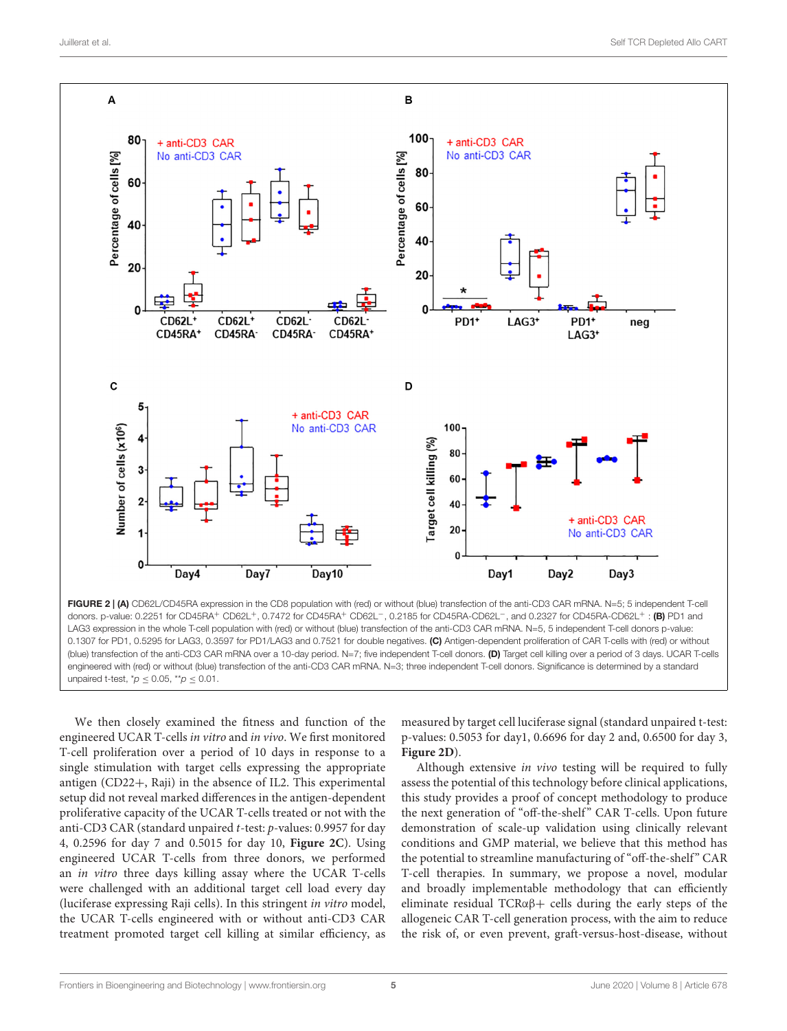**FIGURE 2 | (A)** CD62L/CD45RA expression in the CD8 population with (red) or without (blue) transfection of the anti-CD3 CAR mRNA. N=5; 5 independent T-cell donors. p-value: 0.2251 for CD45RA$^+$ CD62L$^+$, 0.7472 for CD45RA$^+$ CD62L$^-$, 0.2185 for CD45RA-CD62L$^-$, and 0.2327 for CD45RA-CD62L$^+$ : **(B)** PD1 and LAG3 expression in the whole T-cell population with (red) or without (blue) transfection of the anti-CD3 CAR mRNA. N=5, 5 independent T-cell donors p-value: 0.1307 for PD1, 0.5295 for LAG3, 0.3597 for PD1/LAG3 and 0.7521 for double negatives. **(C)** Antigen-dependent proliferation of CAR T-cells with (red) or without (blue) transfection of the anti-CD3 CAR mRNA over a 10-day period. N=7; five independent T-cell donors. **(D)** Target cell killing over a period of 3 days. UCAR T-cells engineered with (red) or without (blue) transfection of the anti-CD3 CAR mRNA. N=3; three independent T-cell donors. Significance is determined by a standard unpaired t-test, *$p \leq 0.05$, **$p \leq 0.01$.

We then closely examined the fitness and function of the engineered UCAR T-cells *in vitro* and *in vivo*. We first monitored T-cell proliferation over a period of 10 days in response to a single stimulation with target cells expressing the appropriate antigen (CD22+, Raji) in the absence of IL2. This experimental setup did not reveal marked differences in the antigen-dependent proliferative capacity of the UCAR T-cells treated or not with the anti-CD3 CAR (standard unpaired *t*-test: *p*-values: 0.9957 for day 4, 0.2596 for day 7 and 0.5015 for day 10, **Figure 2C**). Using engineered UCAR T-cells from three donors, we performed an *in vitro* three days killing assay where the UCAR T-cells were challenged with an additional target cell load every day (luciferase expressing Raji cells). In this stringent *in vitro* model, the UCAR T-cells engineered with or without anti-CD3 CAR treatment promoted target cell killing at similar efficiency, as measured by target cell luciferase signal (standard unpaired t-test: p-values: 0.5053 for day1, 0.6696 for day 2 and, 0.6500 for day 3, **Figure 2D**).

Although extensive *in vivo* testing will be required to fully assess the potential of this technology before clinical applications, this study provides a proof of concept methodology to produce the next generation of "off-the-shelf" CAR T-cells. Upon future demonstration of scale-up validation using clinically relevant conditions and GMP material, we believe that this method has the potential to streamline manufacturing of "off-the-shelf" CAR T-cell therapies. In summary, we propose a novel, modular and broadly implementable methodology that can efficiently eliminate residual TCRαβ+ cells during the early steps of the allogeneic CAR T-cell generation process, with the aim to reduce the risk of, or even prevent, graft-versus-host-disease, without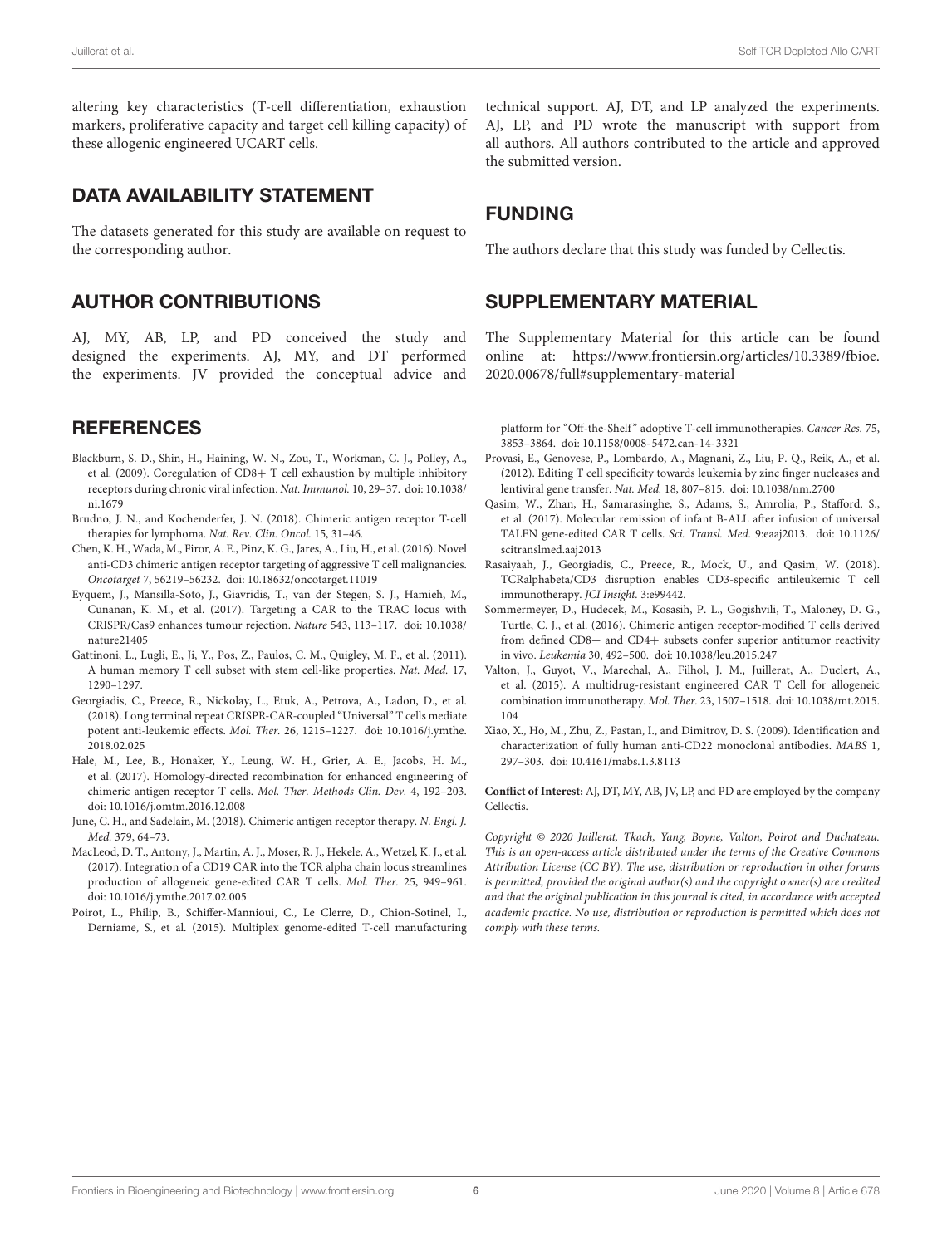altering key characteristics (T-cell differentiation, exhaustion markers, proliferative capacity and target cell killing capacity) of these allogenic engineered UCART cells.

## DATA AVAILABILITY STATEMENT

The datasets generated for this study are available on request to the corresponding author.

## AUTHOR CONTRIBUTIONS

AJ, MY, AB, LP, and PD conceived the study and designed the experiments. AJ, MY, and DT performed the experiments. JV provided the conceptual advice and technical support. AJ, DT, and LP analyzed the experiments. AJ, LP, and PD wrote the manuscript with support from all authors. All authors contributed to the article and approved the submitted version.

## FUNDING

The authors declare that this study was funded by Cellectis.

## SUPPLEMENTARY MATERIAL

The Supplementary Material for this article can be found online at: https://www.frontiersin.org/articles/10.3389/fbioe.2020.00678/full#supplementary-material

## REFERENCES

Blackburn, S. D., Shin, H., Haining, W. N., Zou, T., Workman, C. J., Polley, A., et al. (2009). Coregulation of CD8+ T cell exhaustion by multiple inhibitory receptors during chronic viral infection. *Nat. Immunol.* 10, 29–37. doi: 10.1038/ni.1679

Brudno, J. N., and Kochenderfer, J. N. (2018). Chimeric antigen receptor T-cell therapies for lymphoma. *Nat. Rev. Clin. Oncol.* 15, 31–46.

Chen, K. H., Wada, M., Firor, A. E., Pinz, K. G., Jares, A., Liu, H., et al. (2016). Novel anti-CD3 chimeric antigen receptor targeting of aggressive T cell malignancies. *Oncotarget* 7, 56219–56232. doi: 10.18632/oncotarget.11019

Eyquem, J., Mansilla-Soto, J., Giavridis, T., van der Stegen, S. J., Hamieh, M., Cunanan, K. M., et al. (2017). Targeting a CAR to the TRAC locus with CRISPR/Cas9 enhances tumour rejection. *Nature* 543, 113–117. doi: 10.1038/nature21405

Gattinoni, L., Lugli, E., Ji, Y., Pos, Z., Paulos, C. M., Quigley, M. F., et al. (2011). A human memory T cell subset with stem cell-like properties. *Nat. Med.* 17, 1290–1297.

Georgiadis, C., Preece, R., Nickolay, L., Etuk, A., Petrova, A., Ladon, D., et al. (2018). Long terminal repeat CRISPR-CAR-coupled "Universal" T cells mediate potent anti-leukemic effects. *Mol. Ther.* 26, 1215–1227. doi: 10.1016/j.ymthe.2018.02.025

Hale, M., Lee, B., Honaker, Y., Leung, W. H., Grier, A. E., Jacobs, H. M., et al. (2017). Homology-directed recombination for enhanced engineering of chimeric antigen receptor T cells. *Mol. Ther. Methods Clin. Dev.* 4, 192–203. doi: 10.1016/j.omtm.2016.12.008

June, C. H., and Sadelain, M. (2018). Chimeric antigen receptor therapy. *N. Engl. J. Med.* 379, 64–73.

MacLeod, D. T., Antony, J., Martin, A. J., Moser, R. J., Hekele, A., Wetzel, K. J., et al. (2017). Integration of a CD19 CAR into the TCR alpha chain locus streamlines production of allogeneic gene-edited CAR T cells. *Mol. Ther.* 25, 949–961. doi: 10.1016/j.ymthe.2017.02.005

Poirot, L., Philip, B., Schiffer-Mannioui, C., Le Clerre, D., Chion-Sotinel, I., Derniame, S., et al. (2015). Multiplex genome-edited T-cell manufacturing platform for "Off-the-Shelf" adoptive T-cell immunotherapies. *Cancer Res.* 75, 3853–3864. doi: 10.1158/0008-5472.can-14-3321

Provasi, E., Genovese, P., Lombardo, A., Magnani, Z., Liu, P. Q., Reik, A., et al. (2012). Editing T cell specificity towards leukemia by zinc finger nucleases and lentiviral gene transfer. *Nat. Med.* 18, 807–815. doi: 10.1038/nm.2700

Qasim, W., Zhan, H., Samarasinghe, S., Adams, S., Amrolia, P., Stafford, S., et al. (2017). Molecular remission of infant B-ALL after infusion of universal TALEN gene-edited CAR T cells. *Sci. Transl. Med.* 9:eaaj2013. doi: 10.1126/scitranslmed.aaj2013

Rasaiyaah, J., Georgiadis, C., Preece, R., Mock, U., and Qasim, W. (2018). TCRalphabeta/CD3 disruption enables CD3-specific antileukemic T cell immunotherapy. *JCI Insight.* 3:e99442.

Sommermeyer, D., Hudecek, M., Kosasih, P. L., Gogishvili, T., Maloney, D. G., Turtle, C. J., et al. (2016). Chimeric antigen receptor-modified T cells derived from defined CD8+ and CD4+ subsets confer superior antitumor reactivity in vivo. *Leukemia* 30, 492–500. doi: 10.1038/leu.2015.247

Valton, J., Guyot, V., Marechal, A., Filhol, J. M., Juillerat, A., Duclert, A., et al. (2015). A multidrug-resistant engineered CAR T Cell for allogeneic combination immunotherapy. *Mol. Ther.* 23, 1507–1518. doi: 10.1038/mt.2015.104

Xiao, X., Ho, M., Zhu, Z., Pastan, I., and Dimitrov, D. S. (2009). Identification and characterization of fully human anti-CD22 monoclonal antibodies. *MABS* 1, 297–303. doi: 10.4161/mabs.1.3.8113

**Conflict of Interest:** AJ, DT, MY, AB, JV, LP, and PD are employed by the company Cellectis.

*Copyright © 2020 Juillerat, Tkach, Yang, Boyne, Valton, Poirot and Duchateau. This is an open-access article distributed under the terms of the Creative Commons Attribution License (CC BY). The use, distribution or reproduction in other forums is permitted, provided the original author(s) and the copyright owner(s) are credited and that the original publication in this journal is cited, in accordance with accepted academic practice. No use, distribution or reproduction is permitted which does not comply with these terms.*